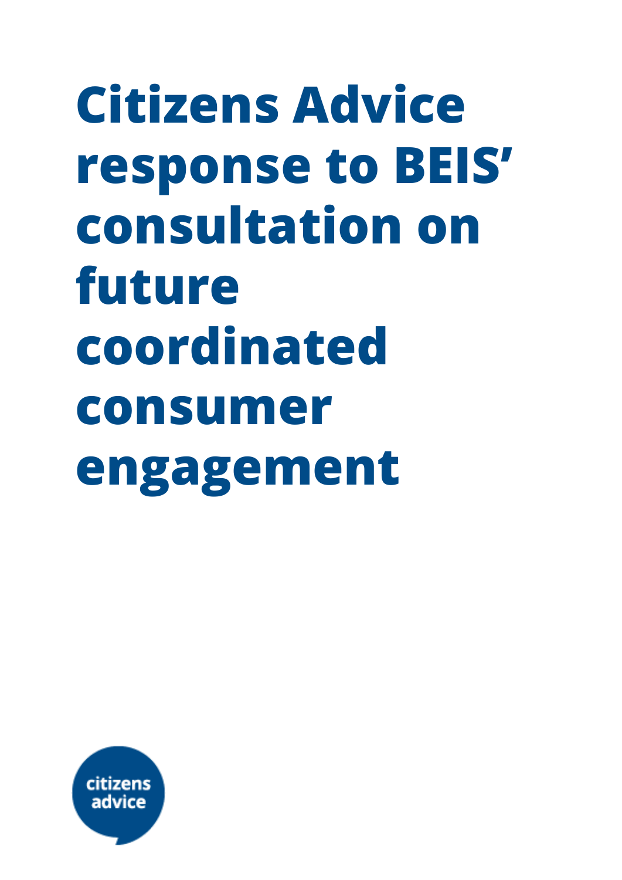# Citizens Advice response to BEIS' consultation on future coordinated consumer engagement

citizens advice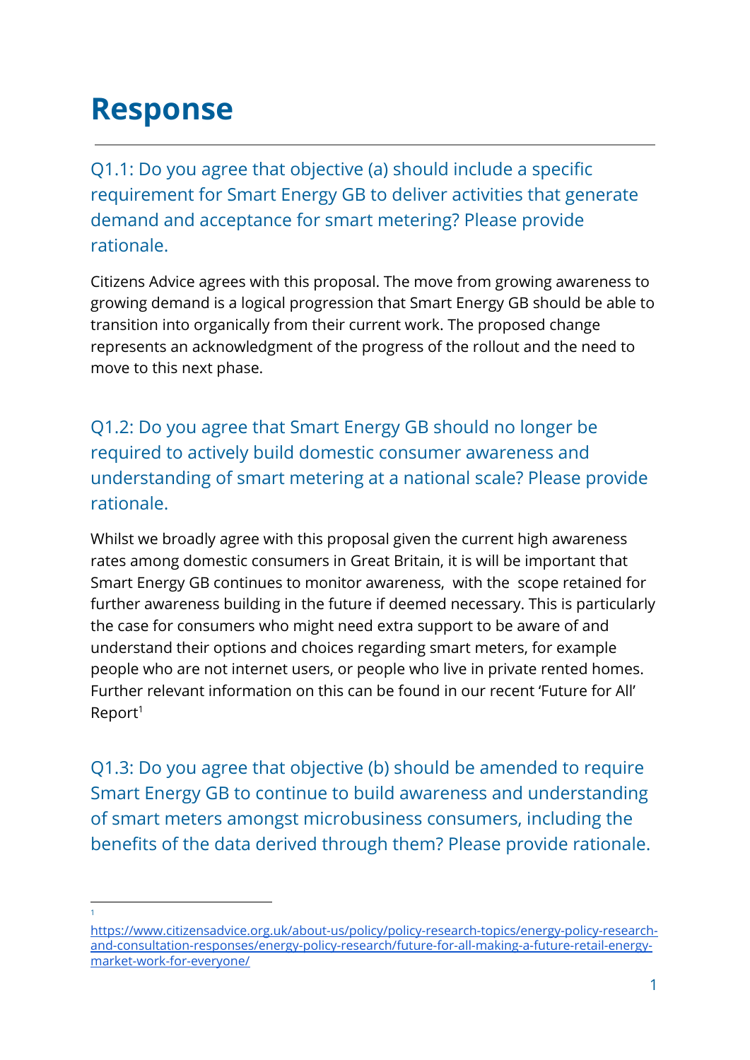# Response

## Q1.1: Do you agree that objective (a) should include a specific requirement for Smart Energy GB to deliver activities that generate demand and acceptance for smart metering? Please provide rationale.

Citizens Advice agrees with this proposal. The move from growing awareness to growing demand is a logical progression that Smart Energy GB should be able to transition into organically from their current work. The proposed change represents an acknowledgment of the progress of the rollout and the need to move to this next phase.

## Q1.2: Do you agree that Smart Energy GB should no longer be required to actively build domestic consumer awareness and understanding of smart metering at a national scale? Please provide rationale.

Whilst we broadly agree with this proposal given the current high awareness rates among domestic consumers in Great Britain, it is will be important that Smart Energy GB continues to monitor awareness, with the scope retained for further awareness building in the future if deemed necessary. This is particularly the case for consumers who might need extra support to be aware of and understand their options and choices regarding smart meters, for example people who are not internet users, or people who live in private rented homes. Further relevant information on this can be found in our recent 'Future for All' Report[1]

## Q1.3: Do you agree that objective (b) should be amended to require Smart Energy GB to continue to build awareness and understanding of smart meters amongst microbusiness consumers, including the benefits of the data derived through them? Please provide rationale.

---

[1] https://www.citizensadvice.org.uk/about-us/policy/policy-research-topics/energy-policy-research-and-consultation-responses/energy-policy-research/future-for-all-making-a-future-retail-energy-market-work-for-everyone/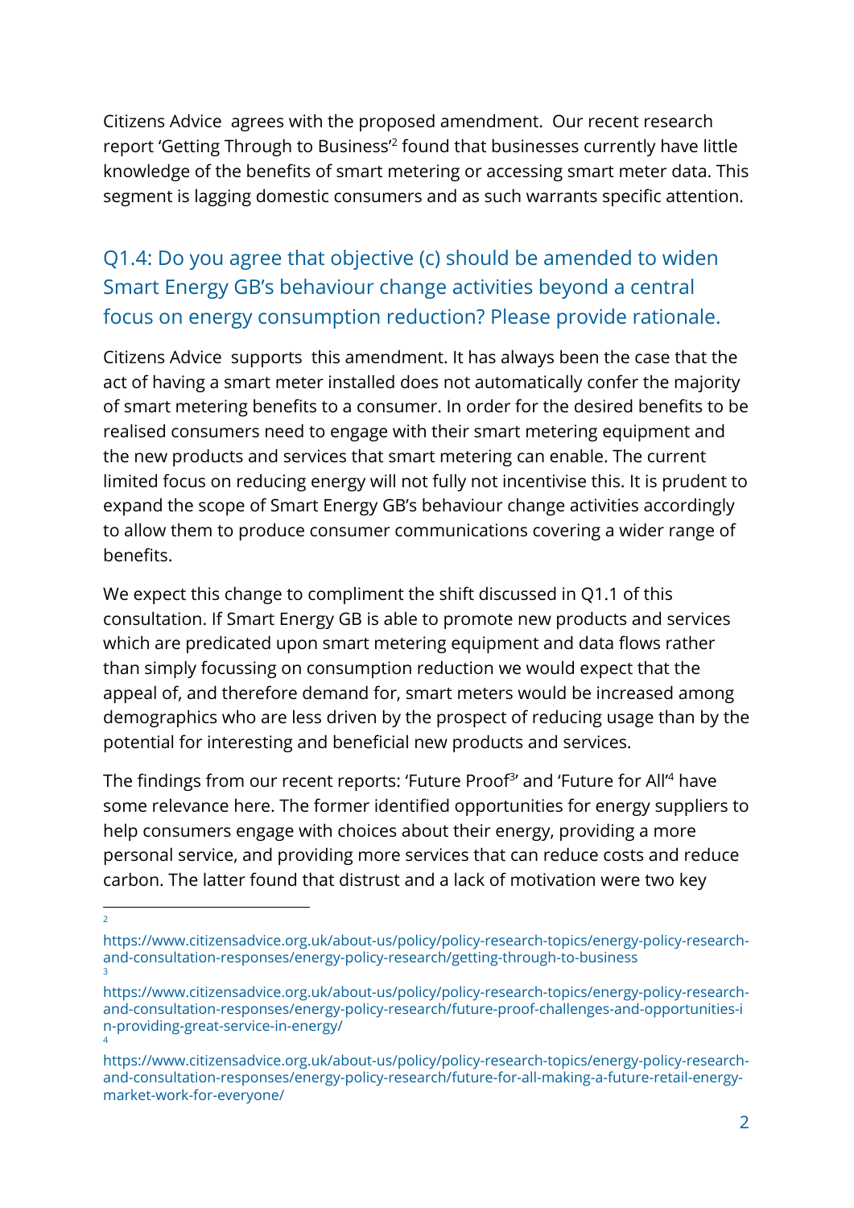Citizens Advice  agrees with the proposed amendment.  Our recent research report 'Getting Through to Business'[2] found that businesses currently have little knowledge of the benefits of smart metering or accessing smart meter data. This segment is lagging domestic consumers and as such warrants specific attention.

## Q1.4: Do you agree that objective (c) should be amended to widen Smart Energy GB's behaviour change activities beyond a central focus on energy consumption reduction? Please provide rationale.

Citizens Advice  supports  this amendment. It has always been the case that the act of having a smart meter installed does not automatically confer the majority of smart metering benefits to a consumer. In order for the desired benefits to be realised consumers need to engage with their smart metering equipment and the new products and services that smart metering can enable. The current limited focus on reducing energy will not fully not incentivise this. It is prudent to expand the scope of Smart Energy GB's behaviour change activities accordingly to allow them to produce consumer communications covering a wider range of benefits.

We expect this change to compliment the shift discussed in Q1.1 of this consultation. If Smart Energy GB is able to promote new products and services which are predicated upon smart metering equipment and data flows rather than simply focussing on consumption reduction we would expect that the appeal of, and therefore demand for, smart meters would be increased among demographics who are less driven by the prospect of reducing usage than by the potential for interesting and beneficial new products and services.

The findings from our recent reports: 'Future Proof[3]' and 'Future for All'[4] have some relevance here. The former identified opportunities for energy suppliers to help consumers engage with choices about their energy, providing a more personal service, and providing more services that can reduce costs and reduce carbon. The latter found that distrust and a lack of motivation were two key

---

[2] https://www.citizensadvice.org.uk/about-us/policy/policy-research-topics/energy-policy-research-and-consultation-responses/energy-policy-research/getting-through-to-business

[3] https://www.citizensadvice.org.uk/about-us/policy/policy-research-topics/energy-policy-research-and-consultation-responses/energy-policy-research/future-proof-challenges-and-opportunities-in-providing-great-service-in-energy/

[4] https://www.citizensadvice.org.uk/about-us/policy/policy-research-topics/energy-policy-research-and-consultation-responses/energy-policy-research/future-for-all-making-a-future-retail-energy-market-work-for-everyone/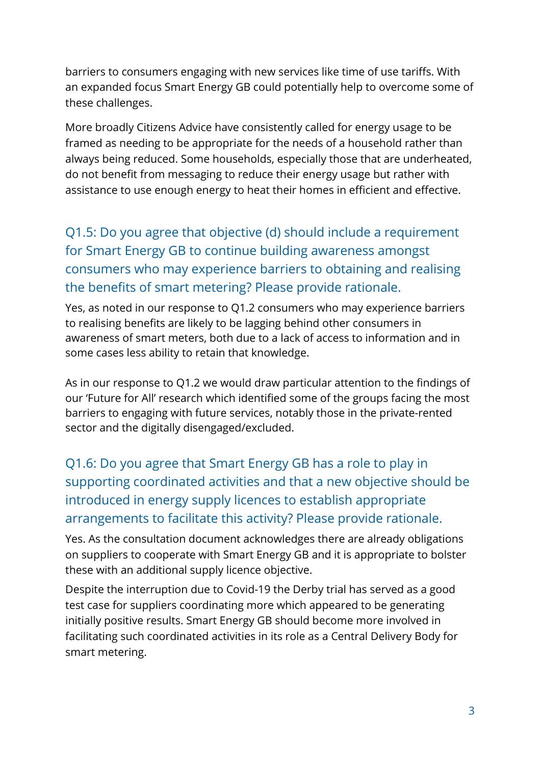barriers to consumers engaging with new services like time of use tariffs. With an expanded focus Smart Energy GB could potentially help to overcome some of these challenges.

More broadly Citizens Advice have consistently called for energy usage to be framed as needing to be appropriate for the needs of a household rather than always being reduced. Some households, especially those that are underheated, do not benefit from messaging to reduce their energy usage but rather with assistance to use enough energy to heat their homes in efficient and effective.

## Q1.5: Do you agree that objective (d) should include a requirement for Smart Energy GB to continue building awareness amongst consumers who may experience barriers to obtaining and realising the benefits of smart metering? Please provide rationale.

Yes, as noted in our response to Q1.2 consumers who may experience barriers to realising benefits are likely to be lagging behind other consumers in awareness of smart meters, both due to a lack of access to information and in some cases less ability to retain that knowledge.

As in our response to Q1.2 we would draw particular attention to the findings of our 'Future for All' research which identified some of the groups facing the most barriers to engaging with future services, notably those in the private-rented sector and the digitally disengaged/excluded.

## Q1.6: Do you agree that Smart Energy GB has a role to play in supporting coordinated activities and that a new objective should be introduced in energy supply licences to establish appropriate arrangements to facilitate this activity? Please provide rationale.

Yes. As the consultation document acknowledges there are already obligations on suppliers to cooperate with Smart Energy GB and it is appropriate to bolster these with an additional supply licence objective.

Despite the interruption due to Covid-19 the Derby trial has served as a good test case for suppliers coordinating more which appeared to be generating initially positive results. Smart Energy GB should become more involved in facilitating such coordinated activities in its role as a Central Delivery Body for smart metering.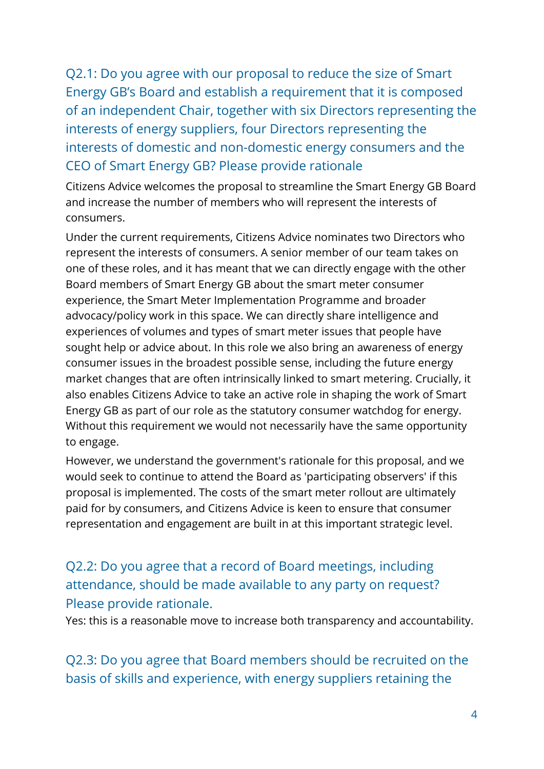## Q2.1: Do you agree with our proposal to reduce the size of Smart Energy GB's Board and establish a requirement that it is composed of an independent Chair, together with six Directors representing the interests of energy suppliers, four Directors representing the interests of domestic and non-domestic energy consumers and the CEO of Smart Energy GB? Please provide rationale

Citizens Advice welcomes the proposal to streamline the Smart Energy GB Board and increase the number of members who will represent the interests of consumers.

Under the current requirements, Citizens Advice nominates two Directors who represent the interests of consumers. A senior member of our team takes on one of these roles, and it has meant that we can directly engage with the other Board members of Smart Energy GB about the smart meter consumer experience, the Smart Meter Implementation Programme and broader advocacy/policy work in this space. We can directly share intelligence and experiences of volumes and types of smart meter issues that people have sought help or advice about. In this role we also bring an awareness of energy consumer issues in the broadest possible sense, including the future energy market changes that are often intrinsically linked to smart metering. Crucially, it also enables Citizens Advice to take an active role in shaping the work of Smart Energy GB as part of our role as the statutory consumer watchdog for energy. Without this requirement we would not necessarily have the same opportunity to engage.

However, we understand the government's rationale for this proposal, and we would seek to continue to attend the Board as 'participating observers' if this proposal is implemented. The costs of the smart meter rollout are ultimately paid for by consumers, and Citizens Advice is keen to ensure that consumer representation and engagement are built in at this important strategic level.

## Q2.2: Do you agree that a record of Board meetings, including attendance, should be made available to any party on request? Please provide rationale.

Yes: this is a reasonable move to increase both transparency and accountability.

## Q2.3: Do you agree that Board members should be recruited on the basis of skills and experience, with energy suppliers retaining the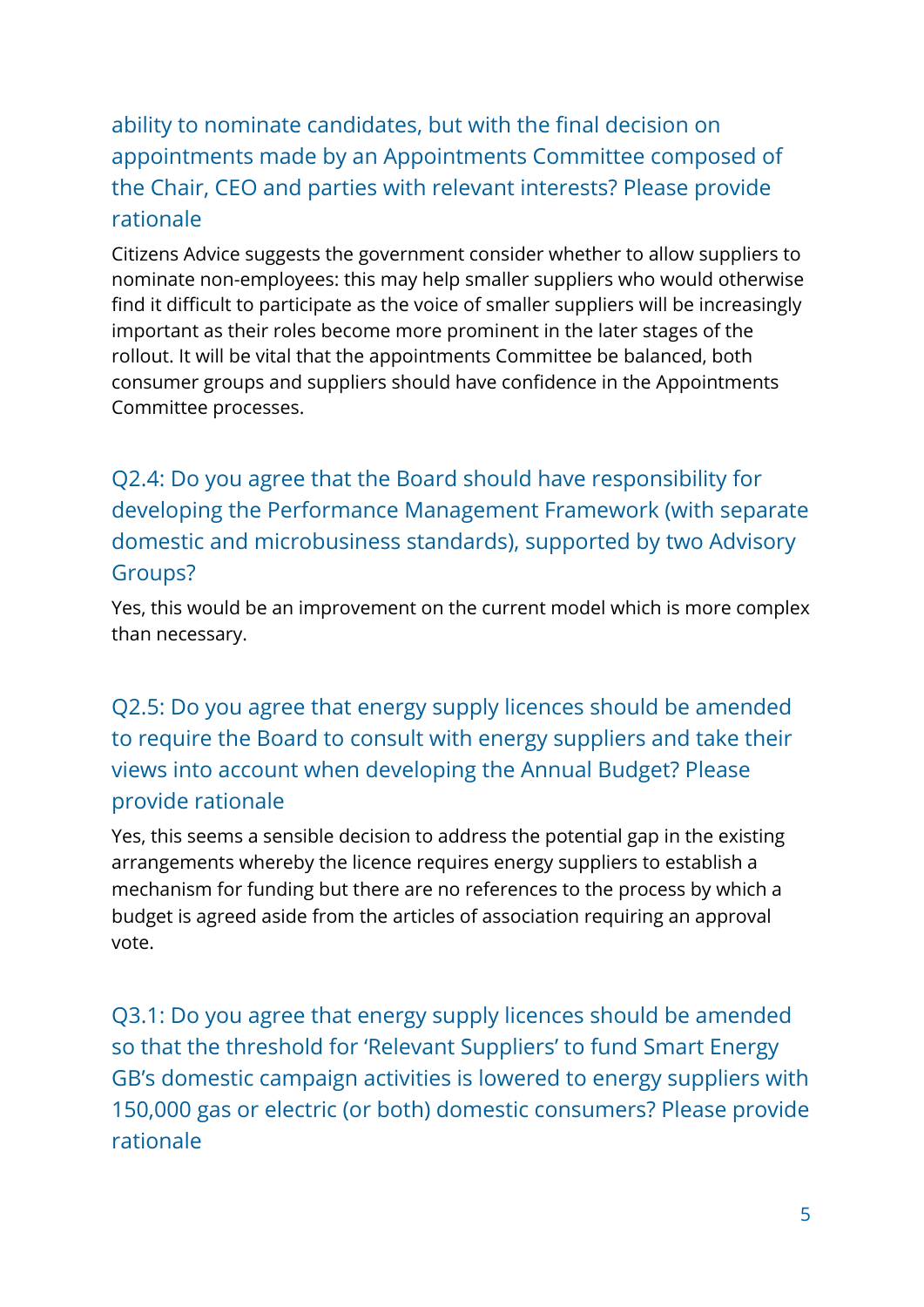### ability to nominate candidates, but with the final decision on appointments made by an Appointments Committee composed of the Chair, CEO and parties with relevant interests? Please provide rationale

Citizens Advice suggests the government consider whether to allow suppliers to nominate non-employees: this may help smaller suppliers who would otherwise find it difficult to participate as the voice of smaller suppliers will be increasingly important as their roles become more prominent in the later stages of the rollout. It will be vital that the appointments Committee be balanced, both consumer groups and suppliers should have confidence in the Appointments Committee processes.

### Q2.4: Do you agree that the Board should have responsibility for developing the Performance Management Framework (with separate domestic and microbusiness standards), supported by two Advisory Groups?

Yes, this would be an improvement on the current model which is more complex than necessary.

### Q2.5: Do you agree that energy supply licences should be amended to require the Board to consult with energy suppliers and take their views into account when developing the Annual Budget? Please provide rationale

Yes, this seems a sensible decision to address the potential gap in the existing arrangements whereby the licence requires energy suppliers to establish a mechanism for funding but there are no references to the process by which a budget is agreed aside from the articles of association requiring an approval vote.

### Q3.1: Do you agree that energy supply licences should be amended so that the threshold for 'Relevant Suppliers' to fund Smart Energy GB's domestic campaign activities is lowered to energy suppliers with 150,000 gas or electric (or both) domestic consumers? Please provide rationale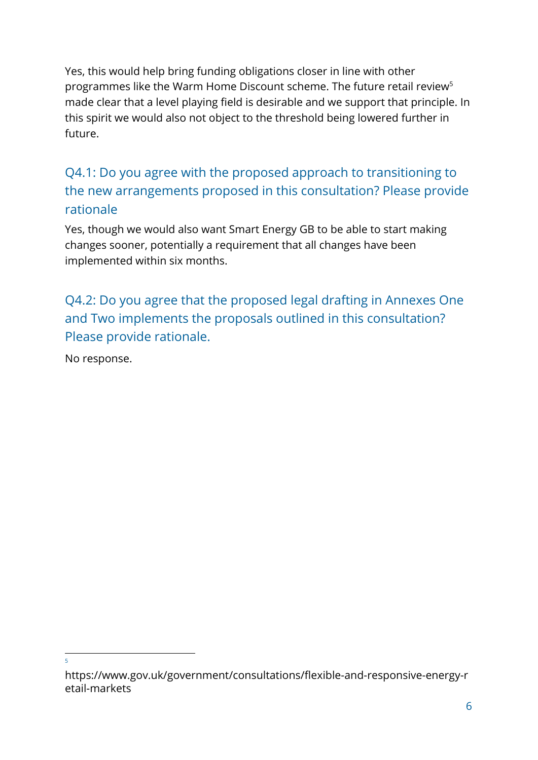Yes, this would help bring funding obligations closer in line with other programmes like the Warm Home Discount scheme. The future retail review[5] made clear that a level playing field is desirable and we support that principle. In this spirit we would also not object to the threshold being lowered further in future.

### Q4.1: Do you agree with the proposed approach to transitioning to the new arrangements proposed in this consultation? Please provide rationale

Yes, though we would also want Smart Energy GB to be able to start making changes sooner, potentially a requirement that all changes have been implemented within six months.

### Q4.2: Do you agree that the proposed legal drafting in Annexes One and Two implements the proposals outlined in this consultation? Please provide rationale.

No response.

---

[5] https://www.gov.uk/government/consultations/flexible-and-responsive-energy-retail-markets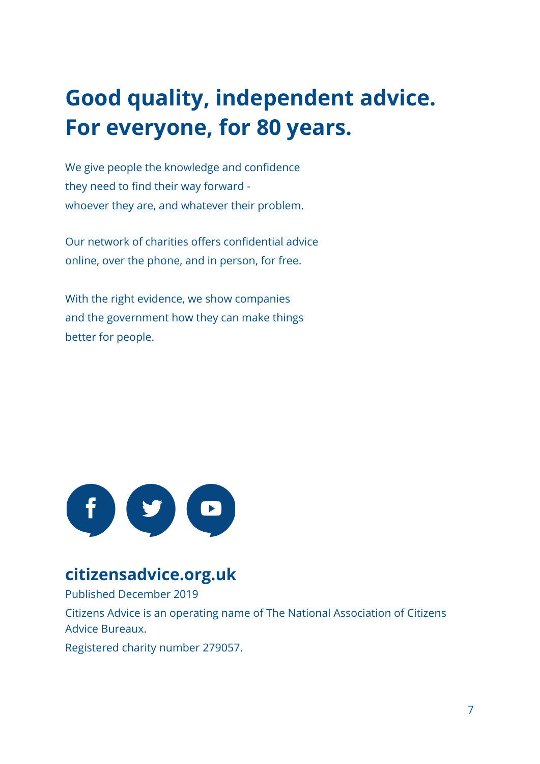# Good quality, independent advice. For everyone, for 80 years.

We give people the knowledge and confidence they need to find their way forward - whoever they are, and whatever their problem.

Our network of charities offers confidential advice online, over the phone, and in person, for free.

With the right evidence, we show companies and the government how they can make things better for people.

**citizensadvice.org.uk**

Published December 2019

Citizens Advice is an operating name of The National Association of Citizens Advice Bureaux.

Registered charity number 279057.